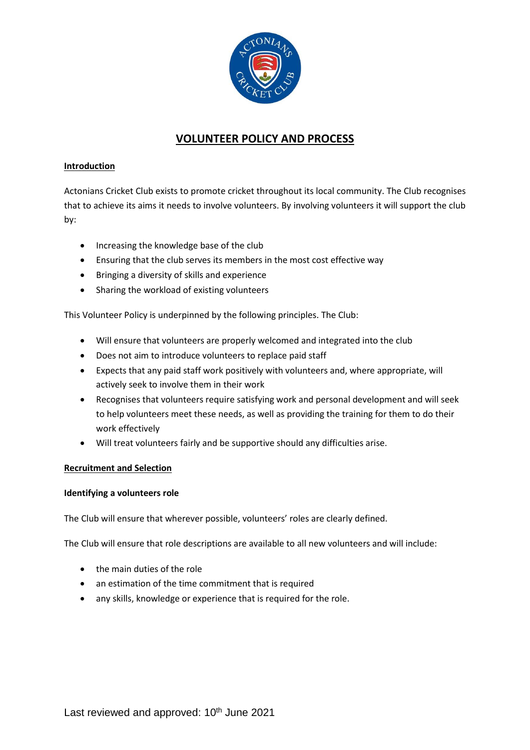# VOLUNTEER POLICY AND PROCESS

## Introduction

Actonians Cricket Club exists to promote cricket throughout its local community. The Club recognises that to achieve its aims it needs to involve volunteers. By involving volunteers it will support the club by:

- Increasing the knowledge base of the club
- Ensuring that the club serves its members in the most cost effective way
- Bringing a diversity of skills and experience
- Sharing the workload of existing volunteers

This Volunteer Policy is underpinned by the following principles. The Club:

- Will ensure that volunteers are properly welcomed and integrated into the club
- Does not aim to introduce volunteers to replace paid staff
- Expects that any paid staff work positively with volunteers and, where appropriate, will actively seek to involve them in their work
- Recognises that volunteers require satisfying work and personal development and will seek to help volunteers meet these needs, as well as providing the training for them to do their work effectively
- Will treat volunteers fairly and be supportive should any difficulties arise.

## Recruitment and Selection

### Identifying a volunteers role

The Club will ensure that wherever possible, volunteers' roles are clearly defined.

The Club will ensure that role descriptions are available to all new volunteers and will include:

- the main duties of the role
- an estimation of the time commitment that is required
- any skills, knowledge or experience that is required for the role.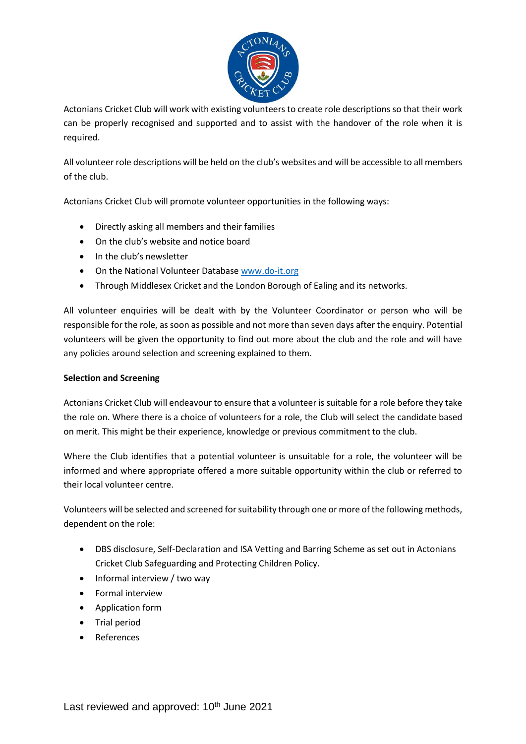Actonians Cricket Club will work with existing volunteers to create role descriptions so that their work can be properly recognised and supported and to assist with the handover of the role when it is required.

All volunteer role descriptions will be held on the club's websites and will be accessible to all members of the club.

Actonians Cricket Club will promote volunteer opportunities in the following ways:

- Directly asking all members and their families
- On the club's website and notice board
- In the club's newsletter
- On the National Volunteer Database www.do-it.org
- Through Middlesex Cricket and the London Borough of Ealing and its networks.

All volunteer enquiries will be dealt with by the Volunteer Coordinator or person who will be responsible for the role, as soon as possible and not more than seven days after the enquiry. Potential volunteers will be given the opportunity to find out more about the club and the role and will have any policies around selection and screening explained to them.

**Selection and Screening**

Actonians Cricket Club will endeavour to ensure that a volunteer is suitable for a role before they take the role on. Where there is a choice of volunteers for a role, the Club will select the candidate based on merit. This might be their experience, knowledge or previous commitment to the club.

Where the Club identifies that a potential volunteer is unsuitable for a role, the volunteer will be informed and where appropriate offered a more suitable opportunity within the club or referred to their local volunteer centre.

Volunteers will be selected and screened for suitability through one or more of the following methods, dependent on the role:

- DBS disclosure, Self-Declaration and ISA Vetting and Barring Scheme as set out in Actonians Cricket Club Safeguarding and Protecting Children Policy.
- Informal interview / two way
- Formal interview
- Application form
- Trial period
- References

Last reviewed and approved: 10th June 2021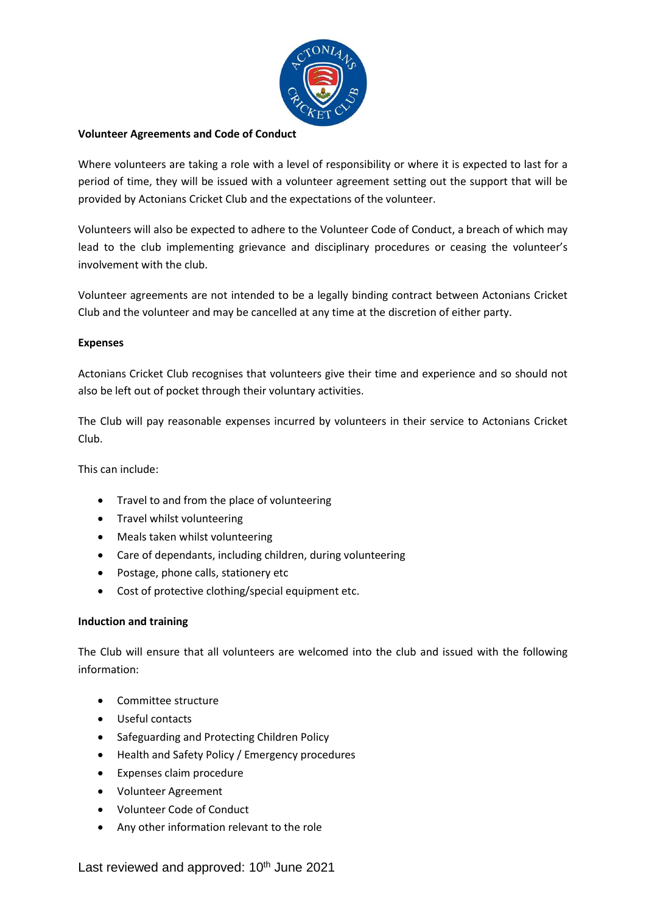**Volunteer Agreements and Code of Conduct**

Where volunteers are taking a role with a level of responsibility or where it is expected to last for a period of time, they will be issued with a volunteer agreement setting out the support that will be provided by Actonians Cricket Club and the expectations of the volunteer.

Volunteers will also be expected to adhere to the Volunteer Code of Conduct, a breach of which may lead to the club implementing grievance and disciplinary procedures or ceasing the volunteer's involvement with the club.

Volunteer agreements are not intended to be a legally binding contract between Actonians Cricket Club and the volunteer and may be cancelled at any time at the discretion of either party.

**Expenses**

Actonians Cricket Club recognises that volunteers give their time and experience and so should not also be left out of pocket through their voluntary activities.

The Club will pay reasonable expenses incurred by volunteers in their service to Actonians Cricket Club.

This can include:

- Travel to and from the place of volunteering
- Travel whilst volunteering
- Meals taken whilst volunteering
- Care of dependants, including children, during volunteering
- Postage, phone calls, stationery etc
- Cost of protective clothing/special equipment etc.

**Induction and training**

The Club will ensure that all volunteers are welcomed into the club and issued with the following information:

- Committee structure
- Useful contacts
- Safeguarding and Protecting Children Policy
- Health and Safety Policy / Emergency procedures
- Expenses claim procedure
- Volunteer Agreement
- Volunteer Code of Conduct
- Any other information relevant to the role

Last reviewed and approved: 10th June 2021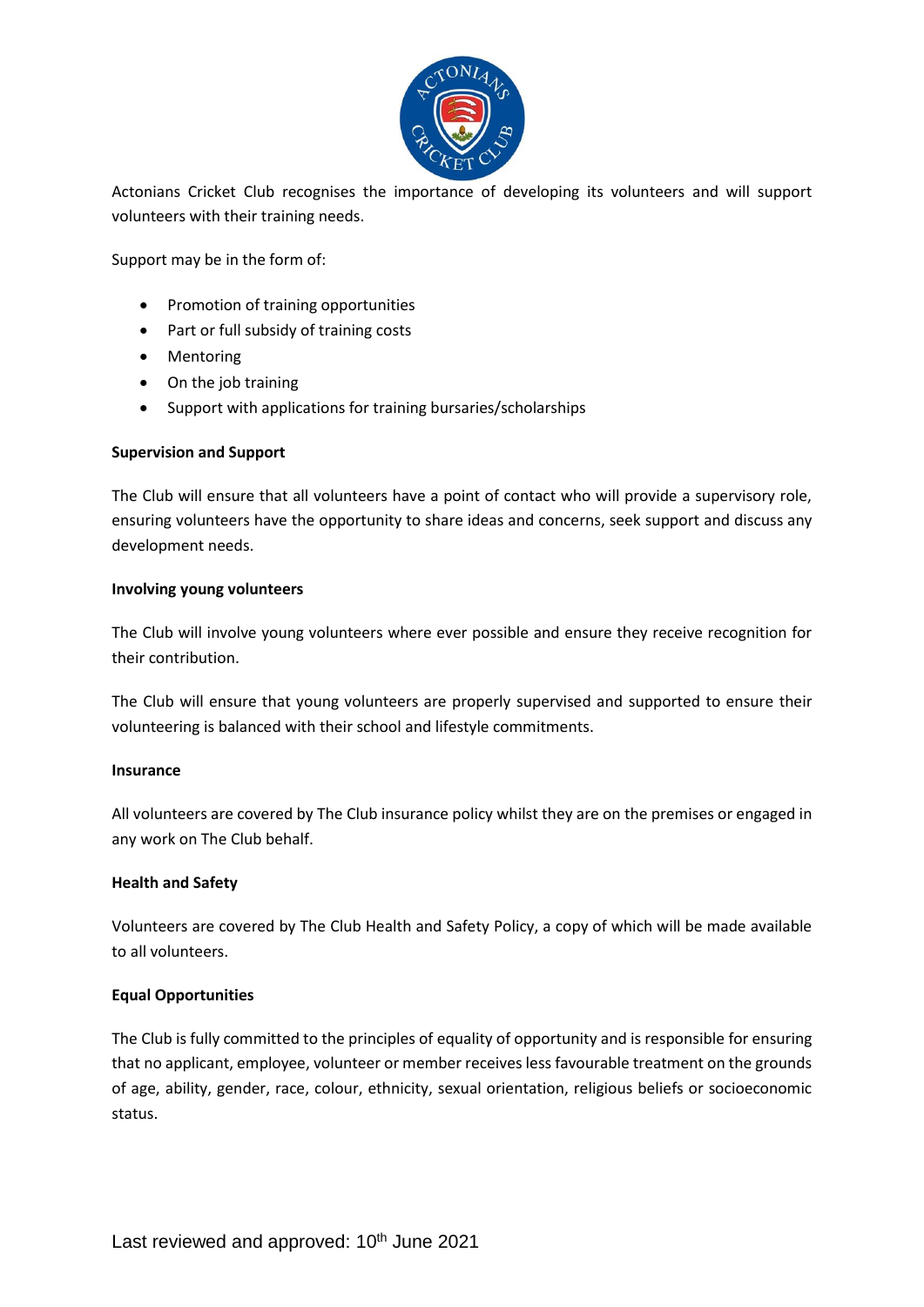Actonians Cricket Club recognises the importance of developing its volunteers and will support volunteers with their training needs.

Support may be in the form of:

- Promotion of training opportunities
- Part or full subsidy of training costs
- Mentoring
- On the job training
- Support with applications for training bursaries/scholarships

**Supervision and Support**

The Club will ensure that all volunteers have a point of contact who will provide a supervisory role, ensuring volunteers have the opportunity to share ideas and concerns, seek support and discuss any development needs.

**Involving young volunteers**

The Club will involve young volunteers where ever possible and ensure they receive recognition for their contribution.

The Club will ensure that young volunteers are properly supervised and supported to ensure their volunteering is balanced with their school and lifestyle commitments.

**Insurance**

All volunteers are covered by The Club insurance policy whilst they are on the premises or engaged in any work on The Club behalf.

**Health and Safety**

Volunteers are covered by The Club Health and Safety Policy, a copy of which will be made available to all volunteers.

**Equal Opportunities**

The Club is fully committed to the principles of equality of opportunity and is responsible for ensuring that no applicant, employee, volunteer or member receives less favourable treatment on the grounds of age, ability, gender, race, colour, ethnicity, sexual orientation, religious beliefs or socioeconomic status.

Last reviewed and approved: 10th June 2021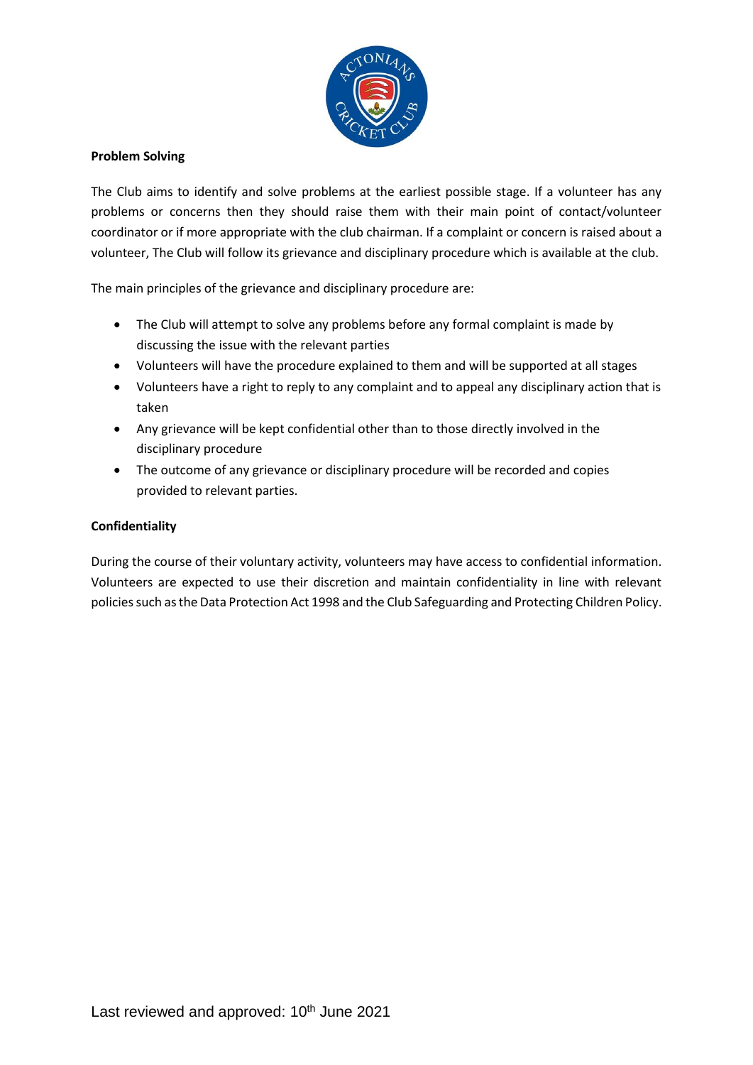**Problem Solving**

The Club aims to identify and solve problems at the earliest possible stage. If a volunteer has any problems or concerns then they should raise them with their main point of contact/volunteer coordinator or if more appropriate with the club chairman. If a complaint or concern is raised about a volunteer, The Club will follow its grievance and disciplinary procedure which is available at the club.

The main principles of the grievance and disciplinary procedure are:

- The Club will attempt to solve any problems before any formal complaint is made by discussing the issue with the relevant parties
- Volunteers will have the procedure explained to them and will be supported at all stages
- Volunteers have a right to reply to any complaint and to appeal any disciplinary action that is taken
- Any grievance will be kept confidential other than to those directly involved in the disciplinary procedure
- The outcome of any grievance or disciplinary procedure will be recorded and copies provided to relevant parties.

**Confidentiality**

During the course of their voluntary activity, volunteers may have access to confidential information. Volunteers are expected to use their discretion and maintain confidentiality in line with relevant policies such as the Data Protection Act 1998 and the Club Safeguarding and Protecting Children Policy.

Last reviewed and approved: 10th June 2021